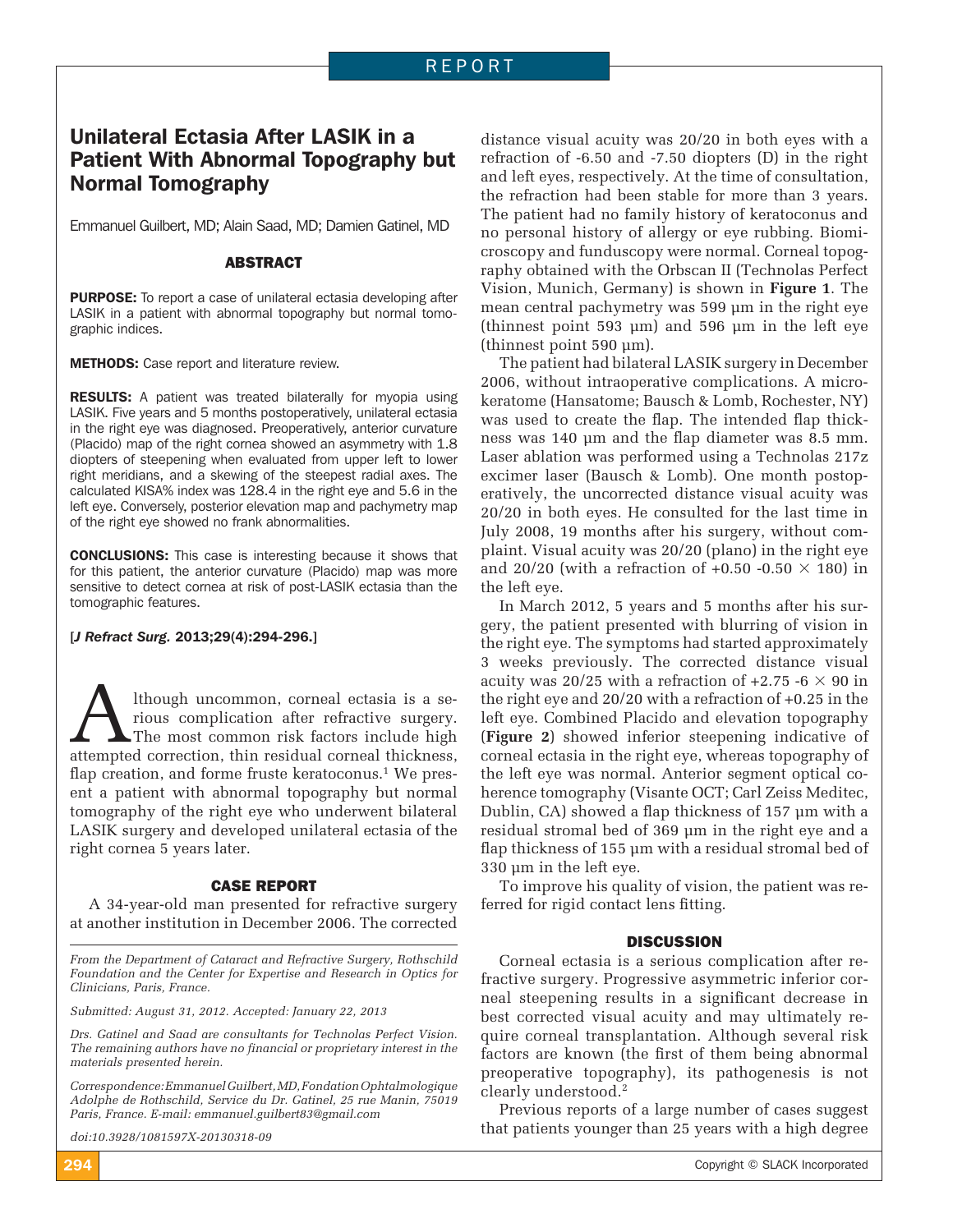# Unilateral Ectasia After LASIK in a Patient With Abnormal Topography but Normal Tomography

Emmanuel Guilbert, MD; Alain Saad, MD; Damien Gatinel, MD

## ABSTRACT

**PURPOSE:** To report a case of unilateral ectasia developing after LASIK in a patient with abnormal topography but normal tomographic indices.

**METHODS:** Case report and literature review.

**RESULTS:** A patient was treated bilaterally for myopia using LASIK. Five years and 5 months postoperatively, unilateral ectasia in the right eye was diagnosed. Preoperatively, anterior curvature (Placido) map of the right cornea showed an asymmetry with 1.8 diopters of steepening when evaluated from upper left to lower right meridians, and a skewing of the steepest radial axes. The calculated KISA% index was 128.4 in the right eye and 5.6 in the left eye. Conversely, posterior elevation map and pachymetry map of the right eye showed no frank abnormalities.

**CONCLUSIONS:** This case is interesting because it shows that for this patient, the anterior curvature (Placido) map was more sensitive to detect cornea at risk of post-LASIK ectasia than the tomographic features.

[*J Refract Surg.* 2013;29(4):294-296.]

Although uncommon, corneal ectasia is a serious complication after refractive surgery. The most common risk factors include high attempted correction, thin residual corneal thickness, flap creation, and forme fruste keratoconus.[1] We present a patient with abnormal topography but normal tomography of the right eye who underwent bilateral LASIK surgery and developed unilateral ectasia of the right cornea 5 years later.

## CASE REPORT

A 34-year-old man presented for refractive surgery at another institution in December 2006. The corrected distance visual acuity was 20/20 in both eyes with a refraction of -6.50 and -7.50 diopters (D) in the right and left eyes, respectively. At the time of consultation, the refraction had been stable for more than 3 years. The patient had no family history of keratoconus and no personal history of allergy or eye rubbing. Biomicroscopy and funduscopy were normal. Corneal topography obtained with the Orbscan II (Technolas Perfect Vision, Munich, Germany) is shown in **Figure 1**. The mean central pachymetry was 599 µm in the right eye (thinnest point 593 µm) and 596 µm in the left eye (thinnest point 590 µm).

The patient had bilateral LASIK surgery in December 2006, without intraoperative complications. A microkeratome (Hansatome; Bausch & Lomb, Rochester, NY) was used to create the flap. The intended flap thickness was 140 µm and the flap diameter was 8.5 mm. Laser ablation was performed using a Technolas 217z excimer laser (Bausch & Lomb). One month postoperatively, the uncorrected distance visual acuity was 20/20 in both eyes. He consulted for the last time in July 2008, 19 months after his surgery, without complaint. Visual acuity was 20/20 (plano) in the right eye and 20/20 (with a refraction of +0.50 -0.50 × 180) in the left eye.

In March 2012, 5 years and 5 months after his surgery, the patient presented with blurring of vision in the right eye. The symptoms had started approximately 3 weeks previously. The corrected distance visual acuity was 20/25 with a refraction of +2.75 -6 × 90 in the right eye and 20/20 with a refraction of +0.25 in the left eye. Combined Placido and elevation topography (**Figure 2**) showed inferior steepening indicative of corneal ectasia in the right eye, whereas topography of the left eye was normal. Anterior segment optical coherence tomography (Visante OCT; Carl Zeiss Meditec, Dublin, CA) showed a flap thickness of 157 µm with a residual stromal bed of 369 µm in the right eye and a flap thickness of 155 µm with a residual stromal bed of 330 µm in the left eye.

To improve his quality of vision, the patient was referred for rigid contact lens fitting.

## DISCUSSION

Corneal ectasia is a serious complication after refractive surgery. Progressive asymmetric inferior corneal steepening results in a significant decrease in best corrected visual acuity and may ultimately require corneal transplantation. Although several risk factors are known (the first of them being abnormal preoperative topography), its pathogenesis is not clearly understood.[2]

Previous reports of a large number of cases suggest that patients younger than 25 years with a high degree

*From the Department of Cataract and Refractive Surgery, Rothschild Foundation and the Center for Expertise and Research in Optics for Clinicians, Paris, France.*

*Submitted: August 31, 2012. Accepted: January 22, 2013*

*Drs. Gatinel and Saad are consultants for Technolas Perfect Vision. The remaining authors have no financial or proprietary interest in the materials presented herein.*

*Correspondence: Emmanuel Guilbert, MD, Fondation Ophtalmologique Adolphe de Rothschild, Service du Dr. Gatinel, 25 rue Manin, 75019 Paris, France. E-mail: emmanuel.guilbert83@gmail.com*

*doi:10.3928/1081597X-20130318-09*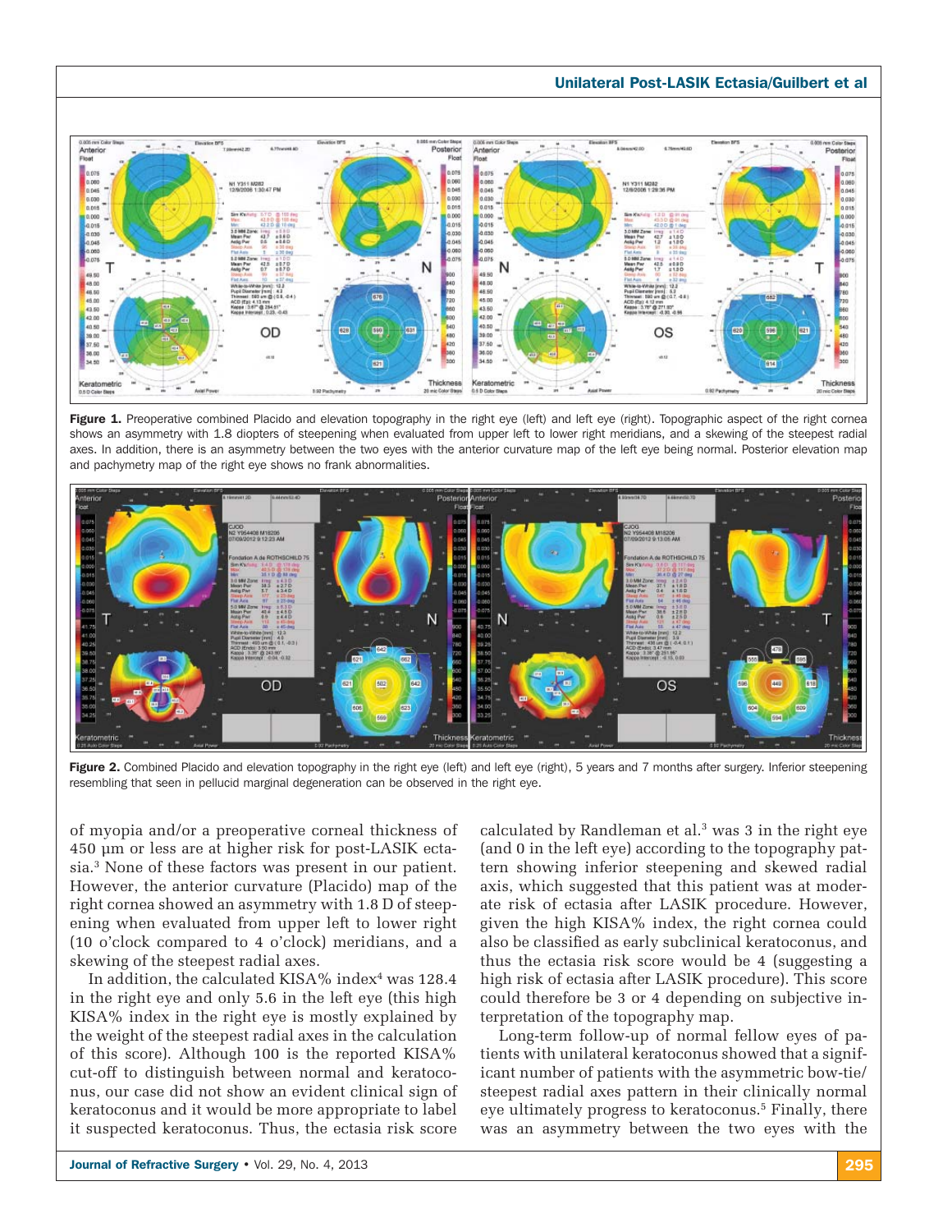**Figure 1.** Preoperative combined Placido and elevation topography in the right eye (left) and left eye (right). Topographic aspect of the right cornea shows an asymmetry with 1.8 diopters of steepening when evaluated from upper left to lower right meridians, and a skewing of the steepest radial axes. In addition, there is an asymmetry between the two eyes with the anterior curvature map of the left eye being normal. Posterior elevation map and pachymetry map of the right eye shows no frank abnormalities.

**Figure 2.** Combined Placido and elevation topography in the right eye (left) and left eye (right), 5 years and 7 months after surgery. Inferior steepening resembling that seen in pellucid marginal degeneration can be observed in the right eye.

of myopia and/or a preoperative corneal thickness of 450 µm or less are at higher risk for post-LASIK ectasia.[3] None of these factors was present in our patient. However, the anterior curvature (Placido) map of the right cornea showed an asymmetry with 1.8 D of steepening when evaluated from upper left to lower right (10 o'clock compared to 4 o'clock) meridians, and a skewing of the steepest radial axes.

In addition, the calculated KISA% index[4] was 128.4 in the right eye and only 5.6 in the left eye (this high KISA% index in the right eye is mostly explained by the weight of the steepest radial axes in the calculation of this score). Although 100 is the reported KISA% cut-off to distinguish between normal and keratoconus, our case did not show an evident clinical sign of keratoconus and it would be more appropriate to label it suspected keratoconus. Thus, the ectasia risk score calculated by Randleman et al.[3] was 3 in the right eye (and 0 in the left eye) according to the topography pattern showing inferior steepening and skewed radial axis, which suggested that this patient was at moderate risk of ectasia after LASIK procedure. However, given the high KISA% index, the right cornea could also be classified as early subclinical keratoconus, and thus the ectasia risk score would be 4 (suggesting a high risk of ectasia after LASIK procedure). This score could therefore be 3 or 4 depending on subjective interpretation of the topography map.

Long-term follow-up of normal fellow eyes of patients with unilateral keratoconus showed that a significant number of patients with the asymmetric bow-tie/steepest radial axes pattern in their clinically normal eye ultimately progress to keratoconus.[5] Finally, there was an asymmetry between the two eyes with the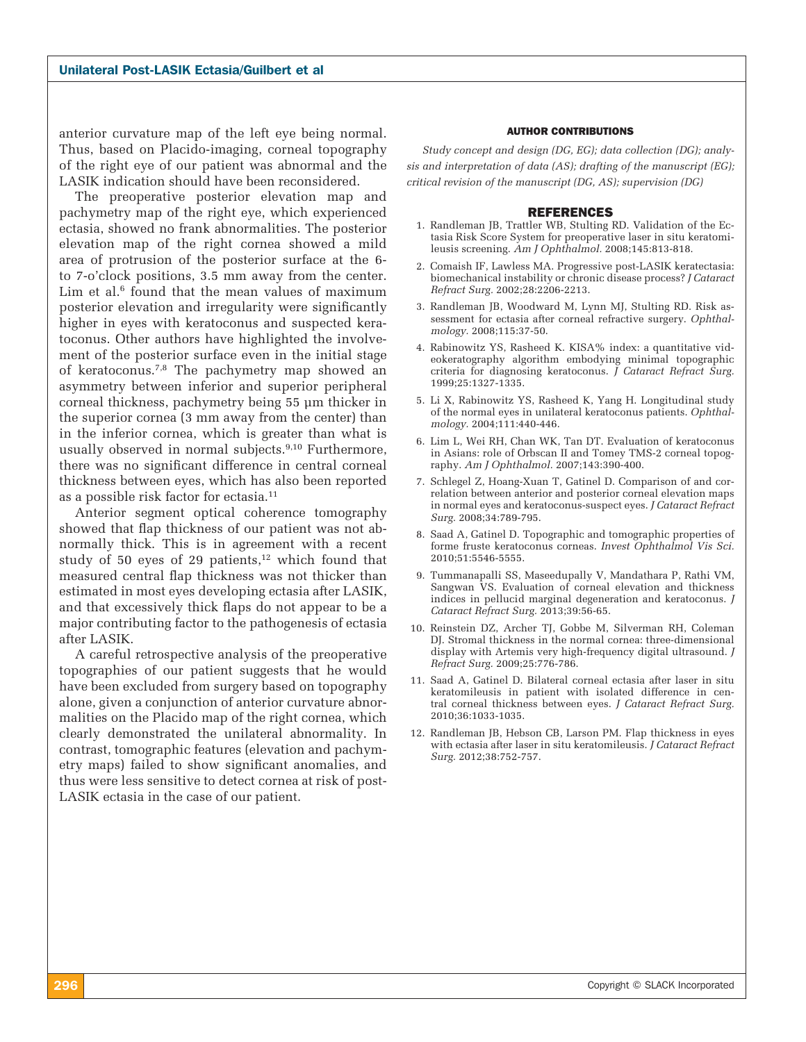anterior curvature map of the left eye being normal. Thus, based on Placido-imaging, corneal topography of the right eye of our patient was abnormal and the LASIK indication should have been reconsidered.

The preoperative posterior elevation map and pachymetry map of the right eye, which experienced ectasia, showed no frank abnormalities. The posterior elevation map of the right cornea showed a mild area of protrusion of the posterior surface at the 6- to 7-o'clock positions, 3.5 mm away from the center. Lim et al.[6] found that the mean values of maximum posterior elevation and irregularity were significantly higher in eyes with keratoconus and suspected keratoconus. Other authors have highlighted the involvement of the posterior surface even in the initial stage of keratoconus.[7,8] The pachymetry map showed an asymmetry between inferior and superior peripheral corneal thickness, pachymetry being 55 µm thicker in the superior cornea (3 mm away from the center) than in the inferior cornea, which is greater than what is usually observed in normal subjects.[9,10] Furthermore, there was no significant difference in central corneal thickness between eyes, which has also been reported as a possible risk factor for ectasia.[11]

Anterior segment optical coherence tomography showed that flap thickness of our patient was not abnormally thick. This is in agreement with a recent study of 50 eyes of 29 patients,[12] which found that measured central flap thickness was not thicker than estimated in most eyes developing ectasia after LASIK, and that excessively thick flaps do not appear to be a major contributing factor to the pathogenesis of ectasia after LASIK.

A careful retrospective analysis of the preoperative topographies of our patient suggests that he would have been excluded from surgery based on topography alone, given a conjunction of anterior curvature abnormalities on the Placido map of the right cornea, which clearly demonstrated the unilateral abnormality. In contrast, tomographic features (elevation and pachymetry maps) failed to show significant anomalies, and thus were less sensitive to detect cornea at risk of post-LASIK ectasia in the case of our patient.

#### AUTHOR CONTRIBUTIONS

*Study concept and design (DG, EG); data collection (DG); analysis and interpretation of data (AS); drafting of the manuscript (EG); critical revision of the manuscript (DG, AS); supervision (DG)*

## REFERENCES

1. Randleman JB, Trattler WB, Stulting RD. Validation of the Ectasia Risk Score System for preoperative laser in situ keratomileusis screening. *Am J Ophthalmol.* 2008;145:813-818.
2. Comaish IF, Lawless MA. Progressive post-LASIK keratectasia: biomechanical instability or chronic disease process? *J Cataract Refract Surg.* 2002;28:2206-2213.
3. Randleman JB, Woodward M, Lynn MJ, Stulting RD. Risk assessment for ectasia after corneal refractive surgery. *Ophthalmology.* 2008;115:37-50.
4. Rabinowitz YS, Rasheed K. KISA% index: a quantitative videokeratography algorithm embodying minimal topographic criteria for diagnosing keratoconus. *J Cataract Refract Surg.* 1999;25:1327-1335.
5. Li X, Rabinowitz YS, Rasheed K, Yang H. Longitudinal study of the normal eyes in unilateral keratoconus patients. *Ophthalmology.* 2004;111:440-446.
6. Lim L, Wei RH, Chan WK, Tan DT. Evaluation of keratoconus in Asians: role of Orbscan II and Tomey TMS-2 corneal topography. *Am J Ophthalmol.* 2007;143:390-400.
7. Schlegel Z, Hoang-Xuan T, Gatinel D. Comparison of and correlation between anterior and posterior corneal elevation maps in normal eyes and keratoconus-suspect eyes. *J Cataract Refract Surg.* 2008;34:789-795.
8. Saad A, Gatinel D. Topographic and tomographic properties of forme fruste keratoconus corneas. *Invest Ophthalmol Vis Sci.* 2010;51:5546-5555.
9. Tummanapalli SS, Maseedupally V, Mandathara P, Rathi VM, Sangwan VS. Evaluation of corneal elevation and thickness indices in pellucid marginal degeneration and keratoconus. *J Cataract Refract Surg.* 2013;39:56-65.
10. Reinstein DZ, Archer TJ, Gobbe M, Silverman RH, Coleman DJ. Stromal thickness in the normal cornea: three-dimensional display with Artemis very high-frequency digital ultrasound. *J Refract Surg.* 2009;25:776-786.
11. Saad A, Gatinel D. Bilateral corneal ectasia after laser in situ keratomileusis in patient with isolated difference in central corneal thickness between eyes. *J Cataract Refract Surg.* 2010;36:1033-1035.
12. Randleman JB, Hebson CB, Larson PM. Flap thickness in eyes with ectasia after laser in situ keratomileusis. *J Cataract Refract Surg.* 2012;38:752-757.